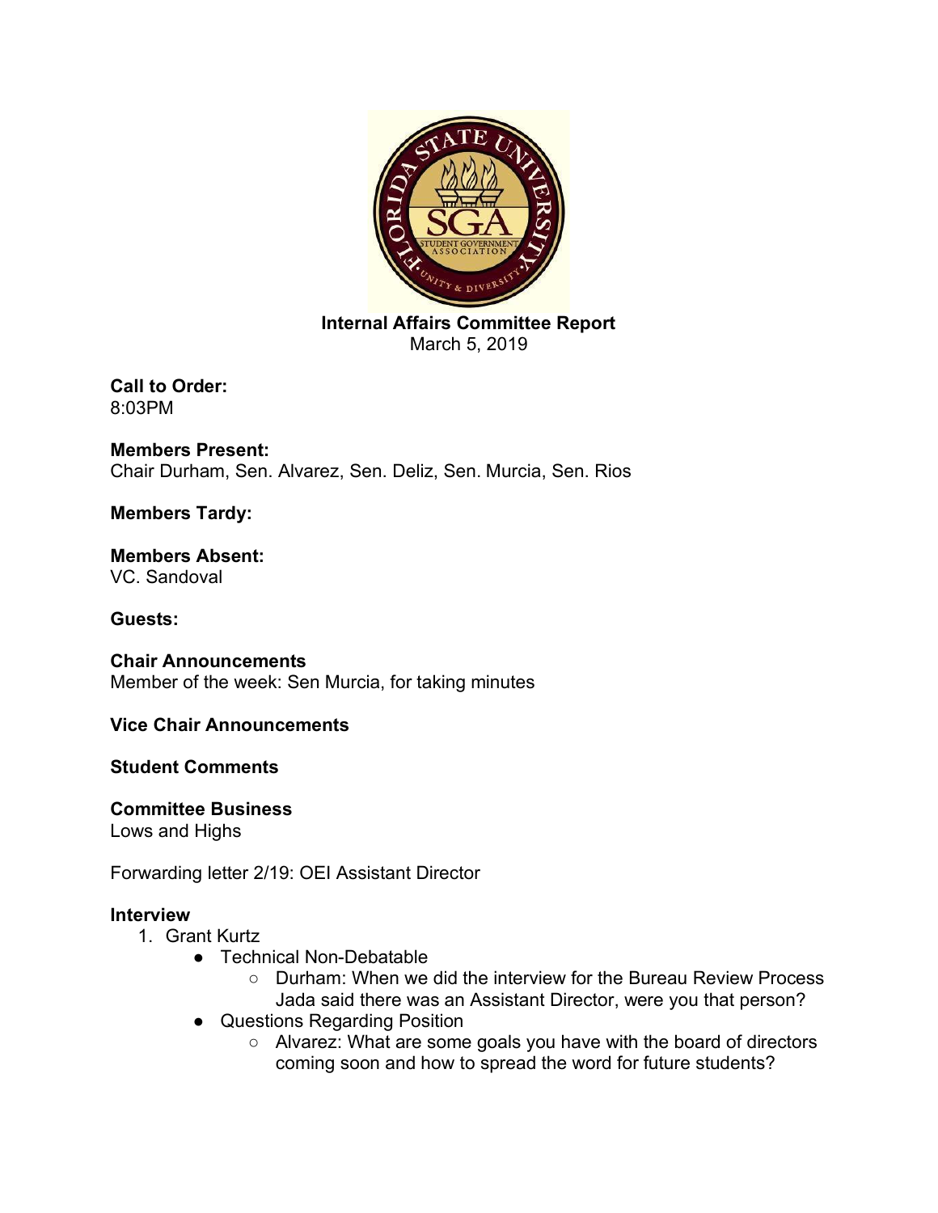**Internal Affairs Committee Report**
March 5, 2019

**Call to Order:**
8:03PM

**Members Present:**
Chair Durham, Sen. Alvarez, Sen. Deliz, Sen. Murcia, Sen. Rios

**Members Tardy:**

**Members Absent:**
VC. Sandoval

**Guests:**

**Chair Announcements**
Member of the week: Sen Murcia, for taking minutes

**Vice Chair Announcements**

**Student Comments**

**Committee Business**
Lows and Highs

Forwarding letter 2/19: OEI Assistant Director

**Interview**

1. Grant Kurtz
   - Technical Non-Debatable
     - Durham: When we did the interview for the Bureau Review Process Jada said there was an Assistant Director, were you that person?
   - Questions Regarding Position
     - Alvarez: What are some goals you have with the board of directors coming soon and how to spread the word for future students?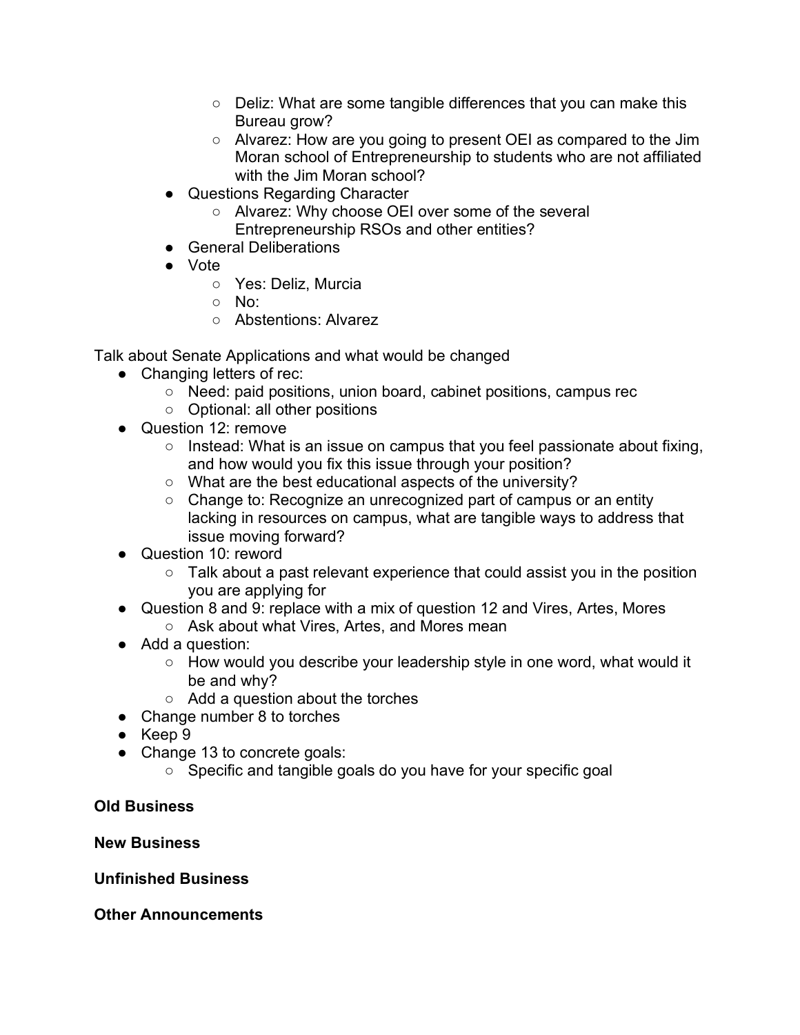- Deliz: What are some tangible differences that you can make this Bureau grow?
    - Alvarez: How are you going to present OEI as compared to the Jim Moran school of Entrepreneurship to students who are not affiliated with the Jim Moran school?
  - Questions Regarding Character
    - Alvarez: Why choose OEI over some of the several Entrepreneurship RSOs and other entities?
  - General Deliberations
  - Vote
    - Yes: Deliz, Murcia
    - No:
    - Abstentions: Alvarez

Talk about Senate Applications and what would be changed

- Changing letters of rec:
  - Need: paid positions, union board, cabinet positions, campus rec
  - Optional: all other positions
- Question 12: remove
  - Instead: What is an issue on campus that you feel passionate about fixing, and how would you fix this issue through your position?
  - What are the best educational aspects of the university?
  - Change to: Recognize an unrecognized part of campus or an entity lacking in resources on campus, what are tangible ways to address that issue moving forward?
- Question 10: reword
  - Talk about a past relevant experience that could assist you in the position you are applying for
- Question 8 and 9: replace with a mix of question 12 and Vires, Artes, Mores
  - Ask about what Vires, Artes, and Mores mean
- Add a question:
  - How would you describe your leadership style in one word, what would it be and why?
  - Add a question about the torches
- Change number 8 to torches
- Keep 9
- Change 13 to concrete goals:
  - Specific and tangible goals do you have for your specific goal

**Old Business**

**New Business**

**Unfinished Business**

**Other Announcements**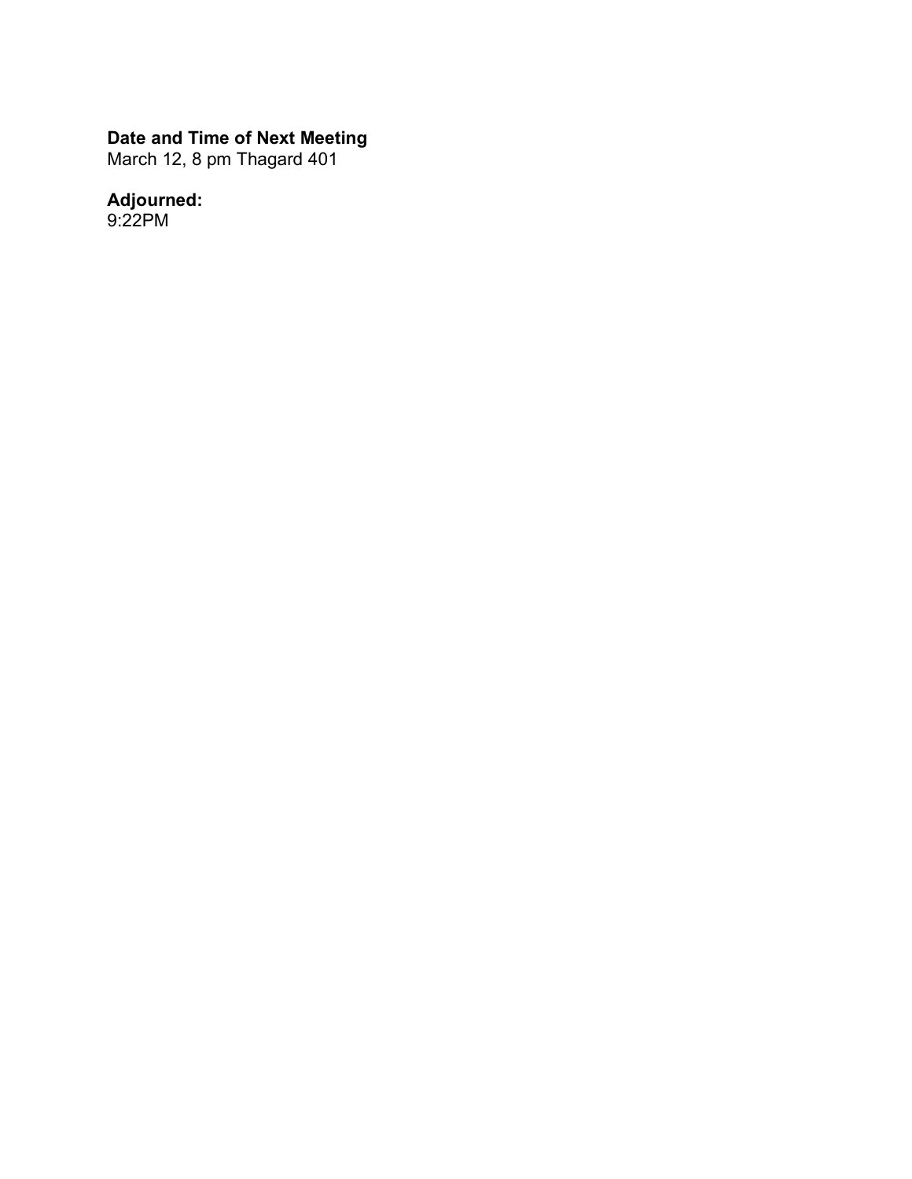**Date and Time of Next Meeting**
March 12, 8 pm Thagard 401

**Adjourned:**
9:22PM